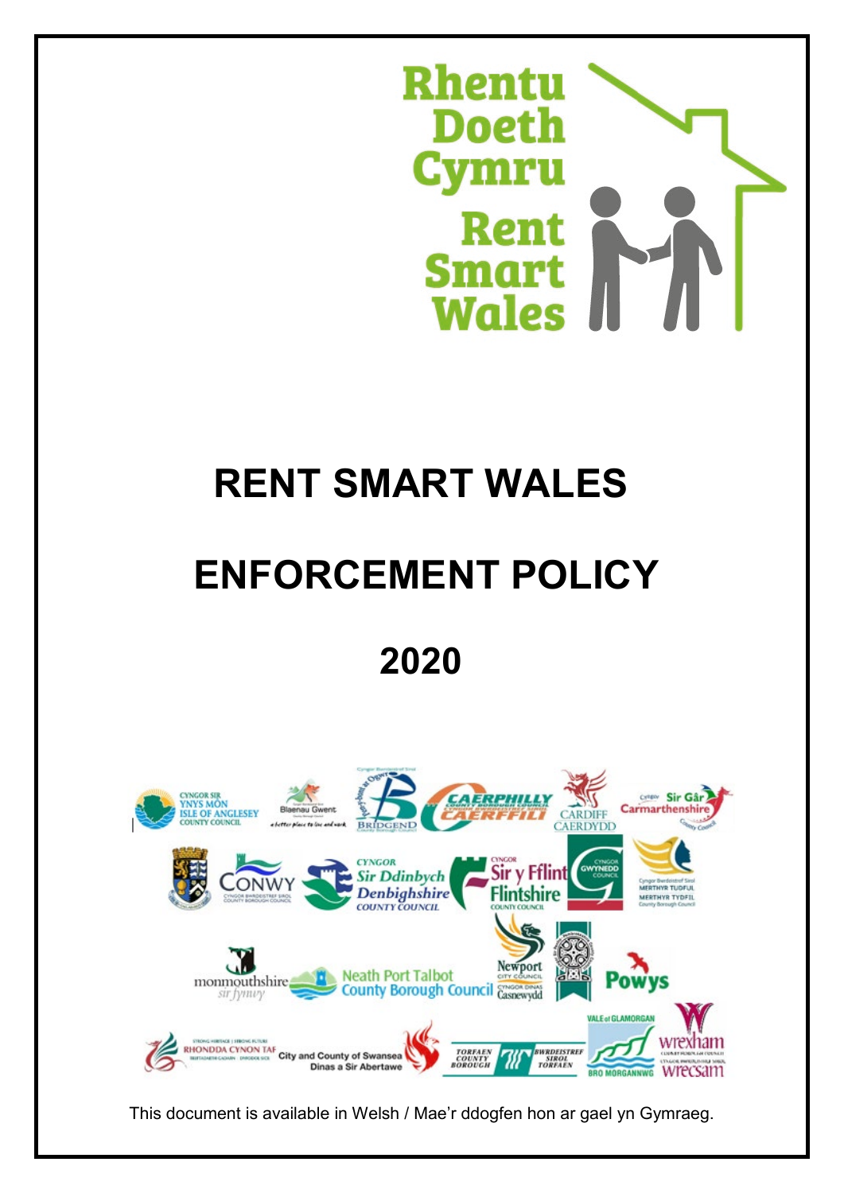Rhentu Doeth Cymru

Rent Smart Wales

# RENT SMART WALES

# ENFORCEMENT POLICY

# 2020

This document is available in Welsh / Mae'r ddogfen hon ar gael yn Gymraeg.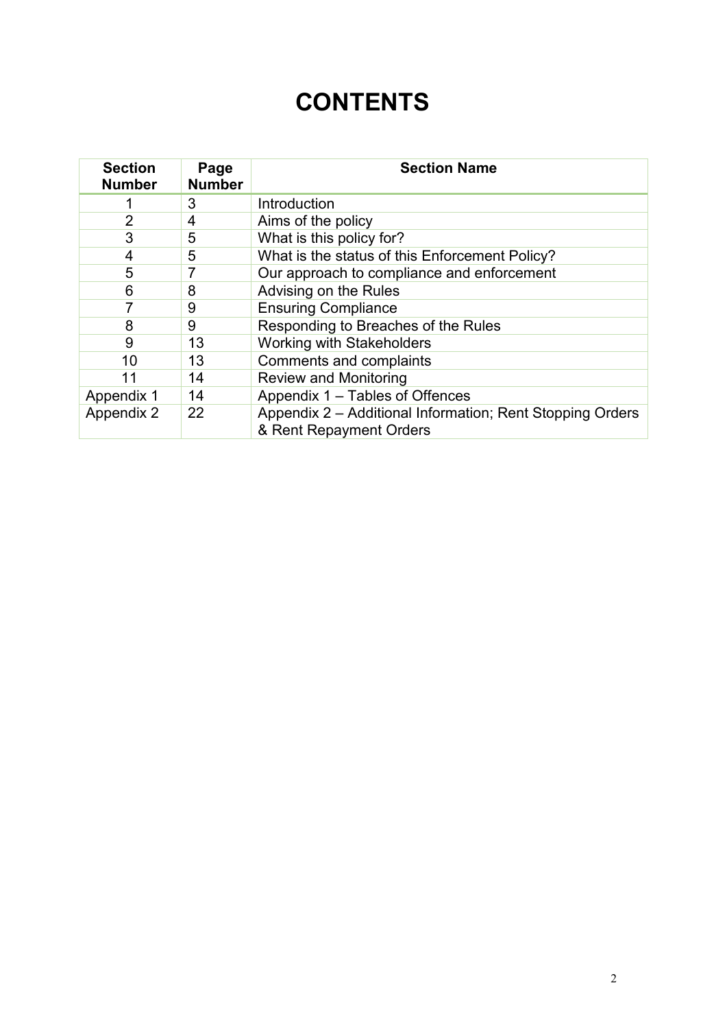# CONTENTS

| Section Number | Page Number | Section Name |
|---|---|---|
| 1 | 3 | Introduction |
| 2 | 4 | Aims of the policy |
| 3 | 5 | What is this policy for? |
| 4 | 5 | What is the status of this Enforcement Policy? |
| 5 | 7 | Our approach to compliance and enforcement |
| 6 | 8 | Advising on the Rules |
| 7 | 9 | Ensuring Compliance |
| 8 | 9 | Responding to Breaches of the Rules |
| 9 | 13 | Working with Stakeholders |
| 10 | 13 | Comments and complaints |
| 11 | 14 | Review and Monitoring |
| Appendix 1 | 14 | Appendix 1 – Tables of Offences |
| Appendix 2 | 22 | Appendix 2 – Additional Information; Rent Stopping Orders & Rent Repayment Orders |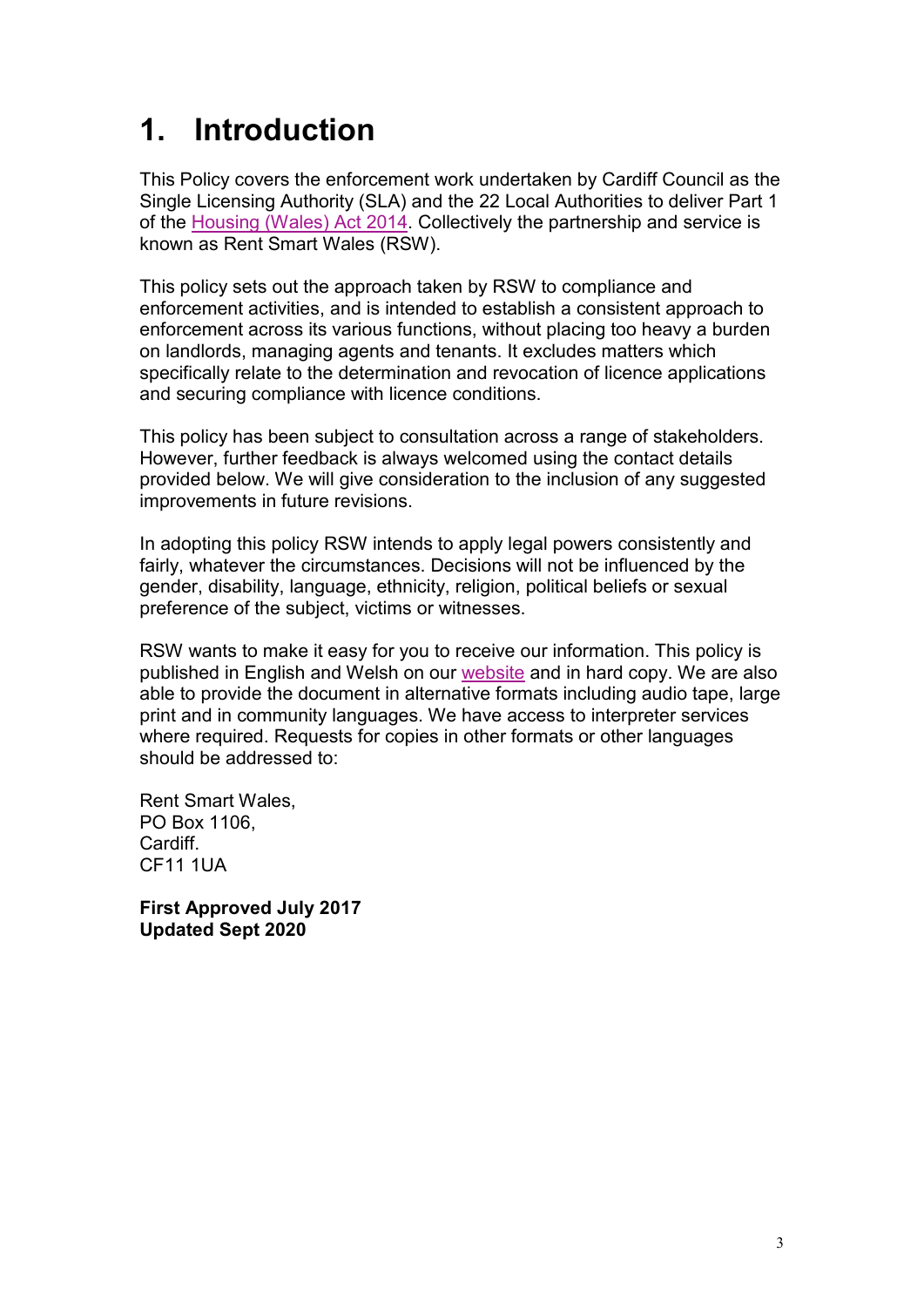# 1. Introduction

This Policy covers the enforcement work undertaken by Cardiff Council as the Single Licensing Authority (SLA) and the 22 Local Authorities to deliver Part 1 of the Housing (Wales) Act 2014. Collectively the partnership and service is known as Rent Smart Wales (RSW).

This policy sets out the approach taken by RSW to compliance and enforcement activities, and is intended to establish a consistent approach to enforcement across its various functions, without placing too heavy a burden on landlords, managing agents and tenants. It excludes matters which specifically relate to the determination and revocation of licence applications and securing compliance with licence conditions.

This policy has been subject to consultation across a range of stakeholders. However, further feedback is always welcomed using the contact details provided below. We will give consideration to the inclusion of any suggested improvements in future revisions.

In adopting this policy RSW intends to apply legal powers consistently and fairly, whatever the circumstances. Decisions will not be influenced by the gender, disability, language, ethnicity, religion, political beliefs or sexual preference of the subject, victims or witnesses.

RSW wants to make it easy for you to receive our information. This policy is published in English and Welsh on our website and in hard copy. We are also able to provide the document in alternative formats including audio tape, large print and in community languages. We have access to interpreter services where required. Requests for copies in other formats or other languages should be addressed to:

Rent Smart Wales,  
PO Box 1106,  
Cardiff.  
CF11 1UA

**First Approved July 2017**  
**Updated Sept 2020**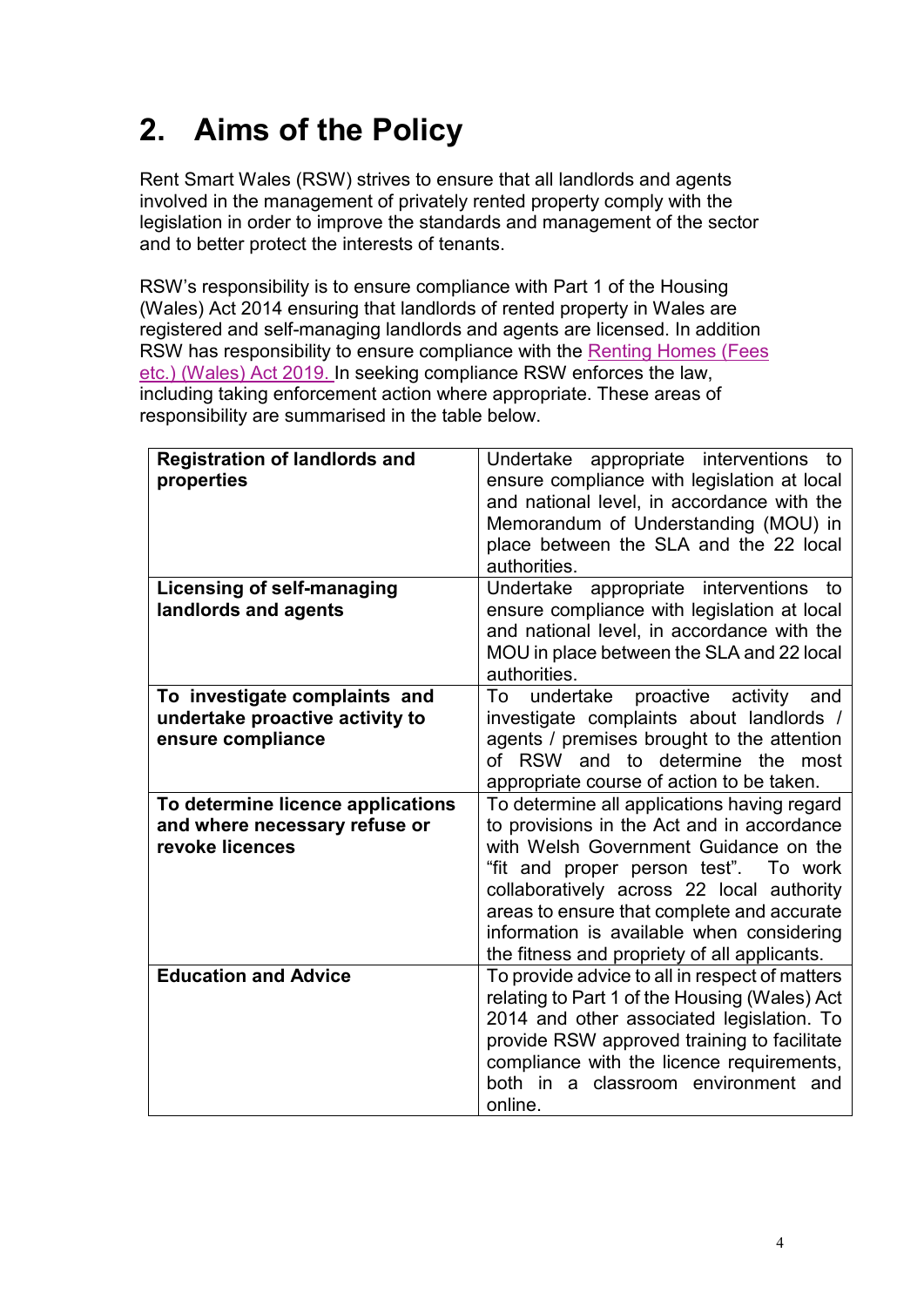## 2. Aims of the Policy

Rent Smart Wales (RSW) strives to ensure that all landlords and agents involved in the management of privately rented property comply with the legislation in order to improve the standards and management of the sector and to better protect the interests of tenants.

RSW's responsibility is to ensure compliance with Part 1 of the Housing (Wales) Act 2014 ensuring that landlords of rented property in Wales are registered and self-managing landlords and agents are licensed. In addition RSW has responsibility to ensure compliance with the Renting Homes (Fees etc.) (Wales) Act 2019. In seeking compliance RSW enforces the law, including taking enforcement action where appropriate. These areas of responsibility are summarised in the table below.

| | |
|---|---|
| **Registration of landlords and properties** | Undertake appropriate interventions to ensure compliance with legislation at local and national level, in accordance with the Memorandum of Understanding (MOU) in place between the SLA and the 22 local authorities. |
| **Licensing of self-managing landlords and agents** | Undertake appropriate interventions to ensure compliance with legislation at local and national level, in accordance with the MOU in place between the SLA and 22 local authorities. |
| **To investigate complaints and undertake proactive activity to ensure compliance** | To undertake proactive activity and investigate complaints about landlords / agents / premises brought to the attention of RSW and to determine the most appropriate course of action to be taken. |
| **To determine licence applications and where necessary refuse or revoke licences** | To determine all applications having regard to provisions in the Act and in accordance with Welsh Government Guidance on the "fit and proper person test". To work collaboratively across 22 local authority areas to ensure that complete and accurate information is available when considering the fitness and propriety of all applicants. |
| **Education and Advice** | To provide advice to all in respect of matters relating to Part 1 of the Housing (Wales) Act 2014 and other associated legislation. To provide RSW approved training to facilitate compliance with the licence requirements, both in a classroom environment and online. |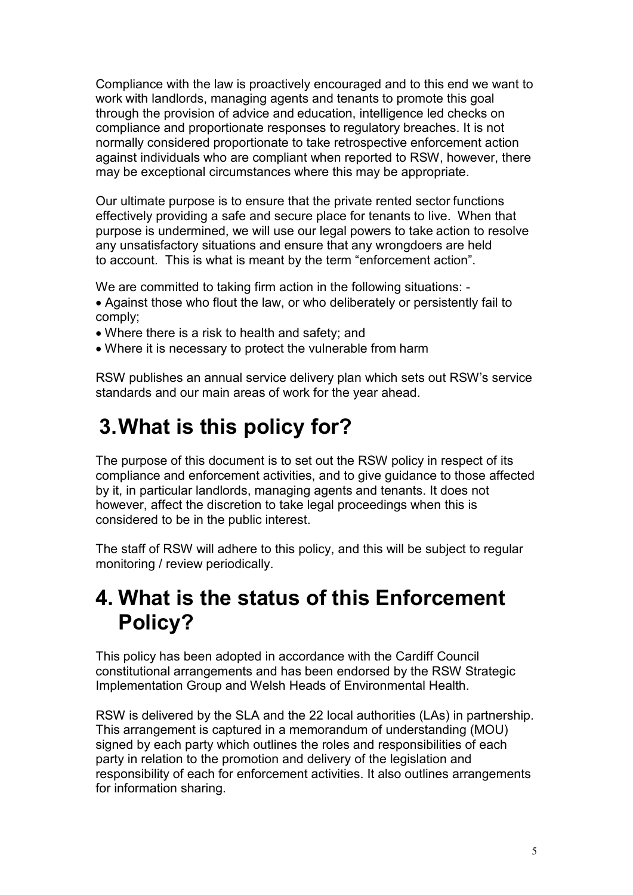Compliance with the law is proactively encouraged and to this end we want to work with landlords, managing agents and tenants to promote this goal through the provision of advice and education, intelligence led checks on compliance and proportionate responses to regulatory breaches. It is not normally considered proportionate to take retrospective enforcement action against individuals who are compliant when reported to RSW, however, there may be exceptional circumstances where this may be appropriate.

Our ultimate purpose is to ensure that the private rented sector functions effectively providing a safe and secure place for tenants to live. When that purpose is undermined, we will use our legal powers to take action to resolve any unsatisfactory situations and ensure that any wrongdoers are held to account. This is what is meant by the term “enforcement action”.

We are committed to taking firm action in the following situations: -

- Against those who flout the law, or who deliberately or persistently fail to comply;
- Where there is a risk to health and safety; and
- Where it is necessary to protect the vulnerable from harm

RSW publishes an annual service delivery plan which sets out RSW’s service standards and our main areas of work for the year ahead.

# 3. What is this policy for?

The purpose of this document is to set out the RSW policy in respect of its compliance and enforcement activities, and to give guidance to those affected by it, in particular landlords, managing agents and tenants. It does not however, affect the discretion to take legal proceedings when this is considered to be in the public interest.

The staff of RSW will adhere to this policy, and this will be subject to regular monitoring / review periodically.

# 4. What is the status of this Enforcement Policy?

This policy has been adopted in accordance with the Cardiff Council constitutional arrangements and has been endorsed by the RSW Strategic Implementation Group and Welsh Heads of Environmental Health.

RSW is delivered by the SLA and the 22 local authorities (LAs) in partnership. This arrangement is captured in a memorandum of understanding (MOU) signed by each party which outlines the roles and responsibilities of each party in relation to the promotion and delivery of the legislation and responsibility of each for enforcement activities. It also outlines arrangements for information sharing.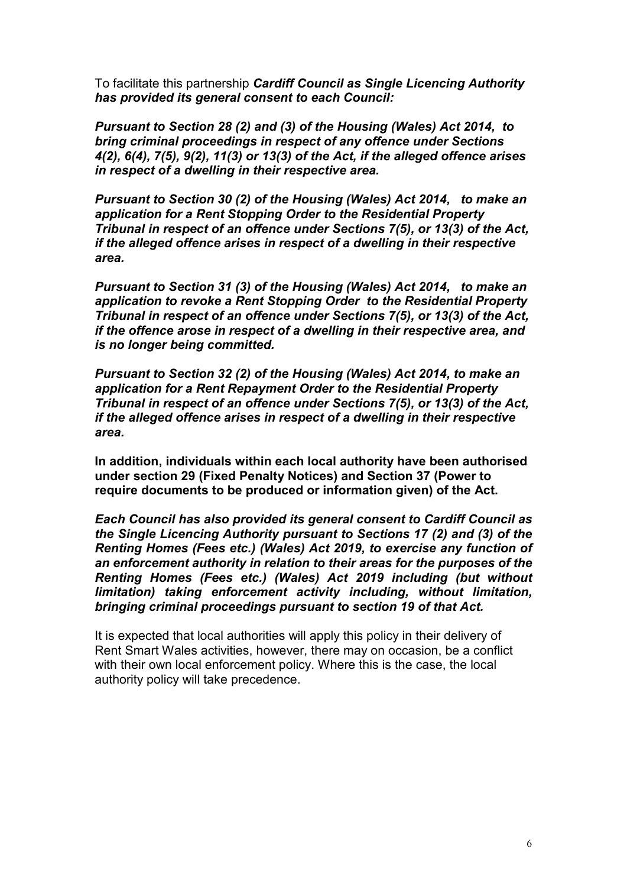To facilitate this partnership ***Cardiff Council as Single Licencing Authority has provided its general consent to each Council:***

***Pursuant to Section 28 (2) and (3) of the Housing (Wales) Act 2014, to bring criminal proceedings in respect of any offence under Sections 4(2), 6(4), 7(5), 9(2), 11(3) or 13(3) of the Act, if the alleged offence arises in respect of a dwelling in their respective area.***

***Pursuant to Section 30 (2) of the Housing (Wales) Act 2014, to make an application for a Rent Stopping Order to the Residential Property Tribunal in respect of an offence under Sections 7(5), or 13(3) of the Act, if the alleged offence arises in respect of a dwelling in their respective area.***

***Pursuant to Section 31 (3) of the Housing (Wales) Act 2014, to make an application to revoke a Rent Stopping Order to the Residential Property Tribunal in respect of an offence under Sections 7(5), or 13(3) of the Act, if the offence arose in respect of a dwelling in their respective area, and is no longer being committed.***

***Pursuant to Section 32 (2) of the Housing (Wales) Act 2014, to make an application for a Rent Repayment Order to the Residential Property Tribunal in respect of an offence under Sections 7(5), or 13(3) of the Act, if the alleged offence arises in respect of a dwelling in their respective area.***

**In addition, individuals within each local authority have been authorised under section 29 (Fixed Penalty Notices) and Section 37 (Power to require documents to be produced or information given) of the Act.**

***Each Council has also provided its general consent to Cardiff Council as the Single Licencing Authority pursuant to Sections 17 (2) and (3) of the Renting Homes (Fees etc.) (Wales) Act 2019, to exercise any function of an enforcement authority in relation to their areas for the purposes of the Renting Homes (Fees etc.) (Wales) Act 2019 including (but without limitation) taking enforcement activity including, without limitation, bringing criminal proceedings pursuant to section 19 of that Act.***

It is expected that local authorities will apply this policy in their delivery of Rent Smart Wales activities, however, there may on occasion, be a conflict with their own local enforcement policy. Where this is the case, the local authority policy will take precedence.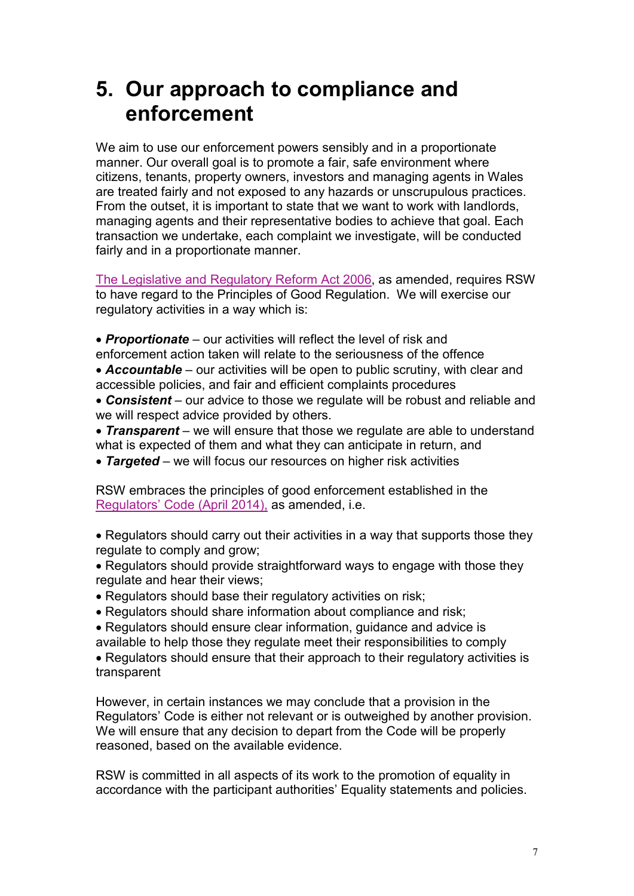# 5. Our approach to compliance and enforcement

We aim to use our enforcement powers sensibly and in a proportionate manner. Our overall goal is to promote a fair, safe environment where citizens, tenants, property owners, investors and managing agents in Wales are treated fairly and not exposed to any hazards or unscrupulous practices. From the outset, it is important to state that we want to work with landlords, managing agents and their representative bodies to achieve that goal. Each transaction we undertake, each complaint we investigate, will be conducted fairly and in a proportionate manner.

The Legislative and Regulatory Reform Act 2006, as amended, requires RSW to have regard to the Principles of Good Regulation. We will exercise our regulatory activities in a way which is:

- ***Proportionate*** – our activities will reflect the level of risk and enforcement action taken will relate to the seriousness of the offence
- ***Accountable*** – our activities will be open to public scrutiny, with clear and accessible policies, and fair and efficient complaints procedures
- ***Consistent*** – our advice to those we regulate will be robust and reliable and we will respect advice provided by others.
- ***Transparent*** – we will ensure that those we regulate are able to understand what is expected of them and what they can anticipate in return, and
- ***Targeted*** – we will focus our resources on higher risk activities

RSW embraces the principles of good enforcement established in the Regulators' Code (April 2014), as amended, i.e.

- Regulators should carry out their activities in a way that supports those they regulate to comply and grow;
- Regulators should provide straightforward ways to engage with those they regulate and hear their views;
- Regulators should base their regulatory activities on risk;
- Regulators should share information about compliance and risk;
- Regulators should ensure clear information, guidance and advice is available to help those they regulate meet their responsibilities to comply
- Regulators should ensure that their approach to their regulatory activities is transparent

However, in certain instances we may conclude that a provision in the Regulators' Code is either not relevant or is outweighed by another provision. We will ensure that any decision to depart from the Code will be properly reasoned, based on the available evidence.

RSW is committed in all aspects of its work to the promotion of equality in accordance with the participant authorities' Equality statements and policies.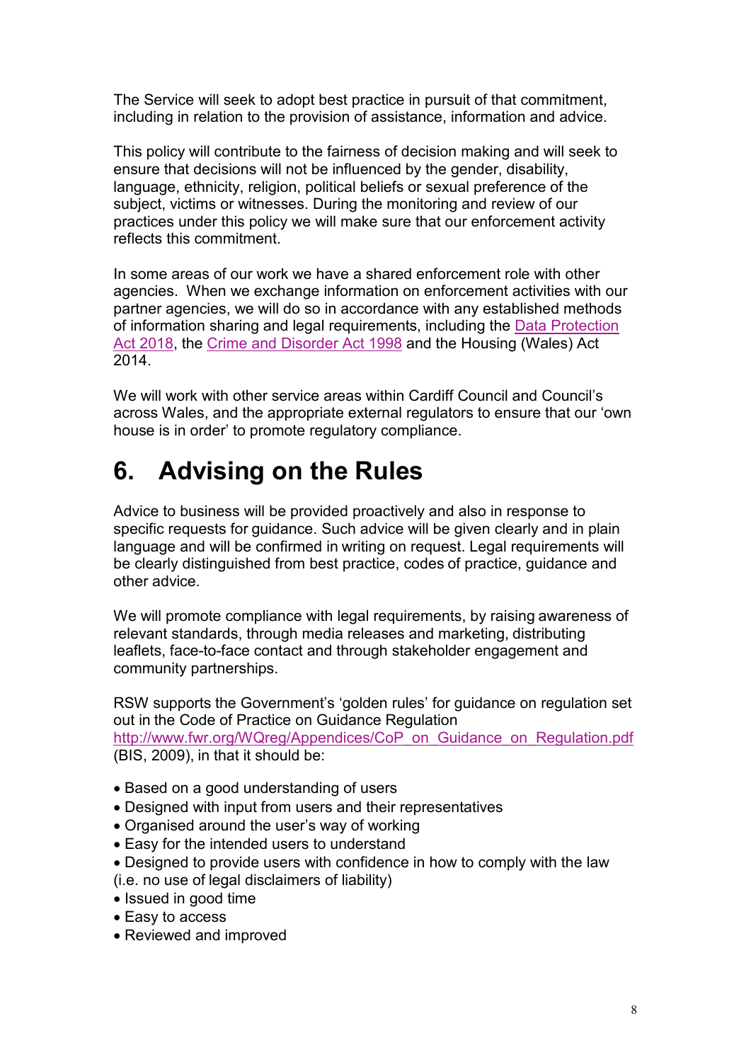The Service will seek to adopt best practice in pursuit of that commitment, including in relation to the provision of assistance, information and advice.

This policy will contribute to the fairness of decision making and will seek to ensure that decisions will not be influenced by the gender, disability, language, ethnicity, religion, political beliefs or sexual preference of the subject, victims or witnesses. During the monitoring and review of our practices under this policy we will make sure that our enforcement activity reflects this commitment.

In some areas of our work we have a shared enforcement role with other agencies. When we exchange information on enforcement activities with our partner agencies, we will do so in accordance with any established methods of information sharing and legal requirements, including the Data Protection Act 2018, the Crime and Disorder Act 1998 and the Housing (Wales) Act 2014.

We will work with other service areas within Cardiff Council and Council's across Wales, and the appropriate external regulators to ensure that our 'own house is in order' to promote regulatory compliance.

# 6. Advising on the Rules

Advice to business will be provided proactively and also in response to specific requests for guidance. Such advice will be given clearly and in plain language and will be confirmed in writing on request. Legal requirements will be clearly distinguished from best practice, codes of practice, guidance and other advice.

We will promote compliance with legal requirements, by raising awareness of relevant standards, through media releases and marketing, distributing leaflets, face-to-face contact and through stakeholder engagement and community partnerships.

RSW supports the Government's 'golden rules' for guidance on regulation set out in the Code of Practice on Guidance Regulation http://www.fwr.org/WQreg/Appendices/CoP_on_Guidance_on_Regulation.pdf (BIS, 2009), in that it should be:

- Based on a good understanding of users
- Designed with input from users and their representatives
- Organised around the user's way of working
- Easy for the intended users to understand
- Designed to provide users with confidence in how to comply with the law (i.e. no use of legal disclaimers of liability)
- Issued in good time
- Easy to access
- Reviewed and improved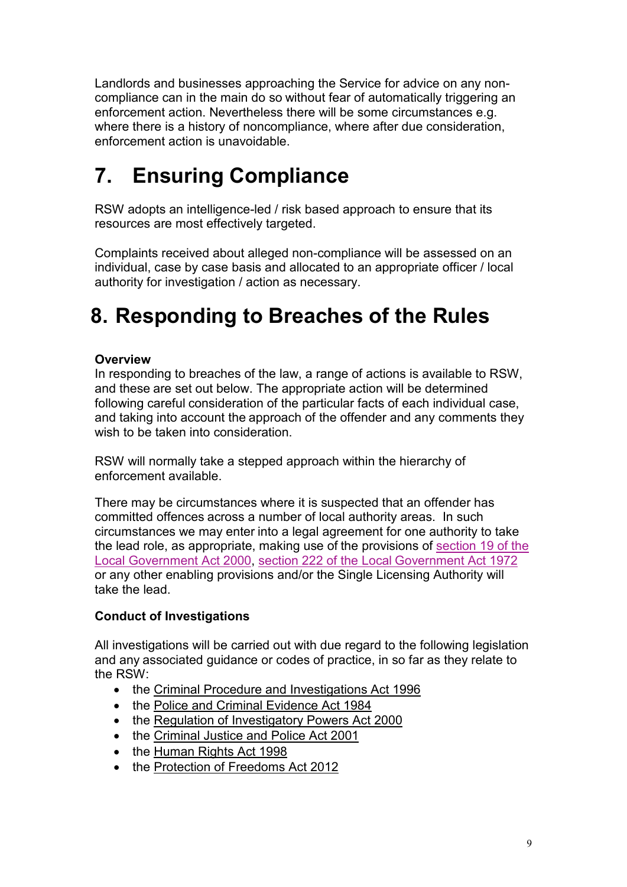Landlords and businesses approaching the Service for advice on any non-compliance can in the main do so without fear of automatically triggering an enforcement action. Nevertheless there will be some circumstances e.g. where there is a history of noncompliance, where after due consideration, enforcement action is unavoidable.

# 7. Ensuring Compliance

RSW adopts an intelligence-led / risk based approach to ensure that its resources are most effectively targeted.

Complaints received about alleged non-compliance will be assessed on an individual, case by case basis and allocated to an appropriate officer / local authority for investigation / action as necessary.

# 8. Responding to Breaches of the Rules

**Overview**

In responding to breaches of the law, a range of actions is available to RSW, and these are set out below. The appropriate action will be determined following careful consideration of the particular facts of each individual case, and taking into account the approach of the offender and any comments they wish to be taken into consideration.

RSW will normally take a stepped approach within the hierarchy of enforcement available.

There may be circumstances where it is suspected that an offender has committed offences across a number of local authority areas. In such circumstances we may enter into a legal agreement for one authority to take the lead role, as appropriate, making use of the provisions of section 19 of the Local Government Act 2000, section 222 of the Local Government Act 1972 or any other enabling provisions and/or the Single Licensing Authority will take the lead.

**Conduct of Investigations**

All investigations will be carried out with due regard to the following legislation and any associated guidance or codes of practice, in so far as they relate to the RSW:

- the Criminal Procedure and Investigations Act 1996
- the Police and Criminal Evidence Act 1984
- the Regulation of Investigatory Powers Act 2000
- the Criminal Justice and Police Act 2001
- the Human Rights Act 1998
- the Protection of Freedoms Act 2012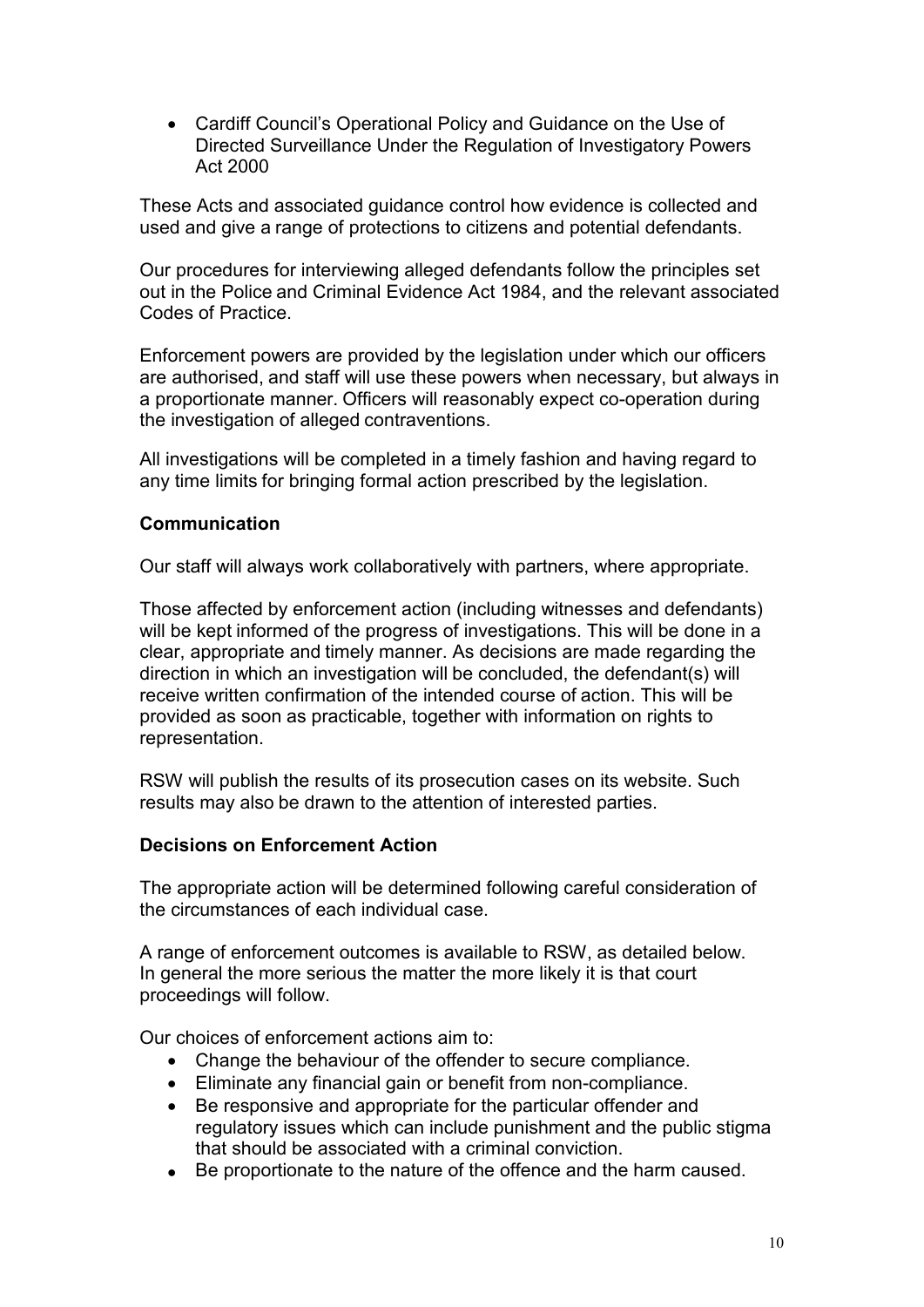- Cardiff Council's Operational Policy and Guidance on the Use of Directed Surveillance Under the Regulation of Investigatory Powers Act 2000

These Acts and associated guidance control how evidence is collected and used and give a range of protections to citizens and potential defendants.

Our procedures for interviewing alleged defendants follow the principles set out in the Police and Criminal Evidence Act 1984, and the relevant associated Codes of Practice.

Enforcement powers are provided by the legislation under which our officers are authorised, and staff will use these powers when necessary, but always in a proportionate manner. Officers will reasonably expect co-operation during the investigation of alleged contraventions.

All investigations will be completed in a timely fashion and having regard to any time limits for bringing formal action prescribed by the legislation.

**Communication**

Our staff will always work collaboratively with partners, where appropriate.

Those affected by enforcement action (including witnesses and defendants) will be kept informed of the progress of investigations. This will be done in a clear, appropriate and timely manner. As decisions are made regarding the direction in which an investigation will be concluded, the defendant(s) will receive written confirmation of the intended course of action. This will be provided as soon as practicable, together with information on rights to representation.

RSW will publish the results of its prosecution cases on its website. Such results may also be drawn to the attention of interested parties.

**Decisions on Enforcement Action**

The appropriate action will be determined following careful consideration of the circumstances of each individual case.

A range of enforcement outcomes is available to RSW, as detailed below. In general the more serious the matter the more likely it is that court proceedings will follow.

Our choices of enforcement actions aim to:

- Change the behaviour of the offender to secure compliance.
- Eliminate any financial gain or benefit from non-compliance.
- Be responsive and appropriate for the particular offender and regulatory issues which can include punishment and the public stigma that should be associated with a criminal conviction.
- Be proportionate to the nature of the offence and the harm caused.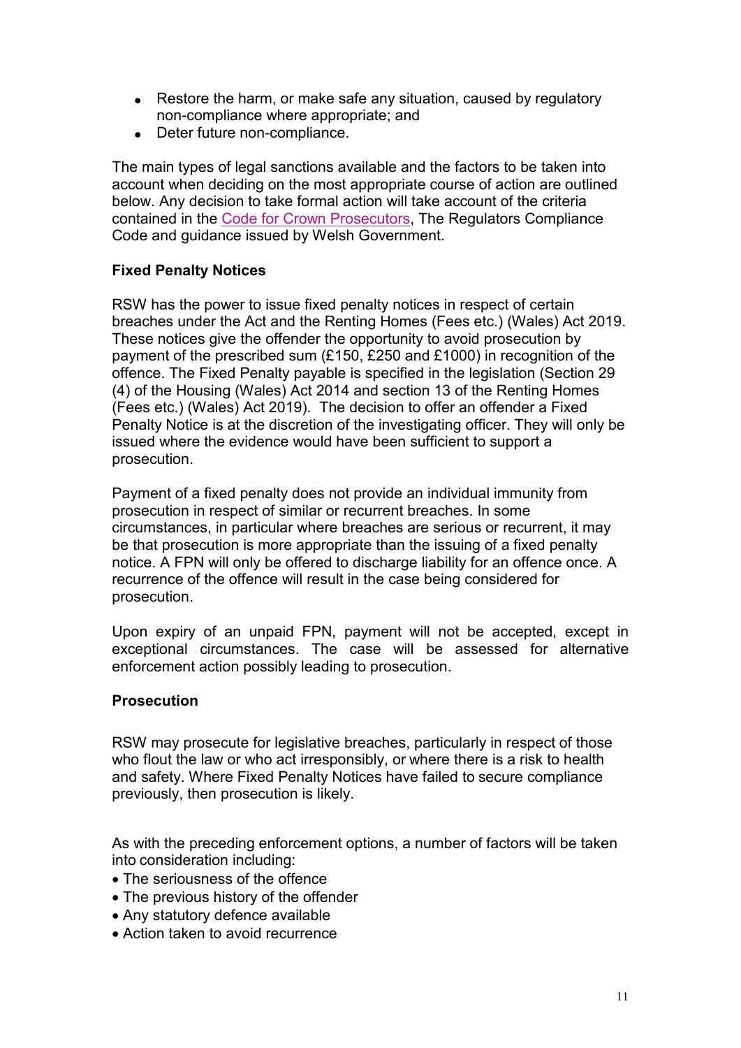- Restore the harm, or make safe any situation, caused by regulatory non-compliance where appropriate; and
- Deter future non-compliance.

The main types of legal sanctions available and the factors to be taken into account when deciding on the most appropriate course of action are outlined below. Any decision to take formal action will take account of the criteria contained in the Code for Crown Prosecutors, The Regulators Compliance Code and guidance issued by Welsh Government.

**Fixed Penalty Notices**

RSW has the power to issue fixed penalty notices in respect of certain breaches under the Act and the Renting Homes (Fees etc.) (Wales) Act 2019. These notices give the offender the opportunity to avoid prosecution by payment of the prescribed sum (£150, £250 and £1000) in recognition of the offence. The Fixed Penalty payable is specified in the legislation (Section 29 (4) of the Housing (Wales) Act 2014 and section 13 of the Renting Homes (Fees etc.) (Wales) Act 2019). The decision to offer an offender a Fixed Penalty Notice is at the discretion of the investigating officer. They will only be issued where the evidence would have been sufficient to support a prosecution.

Payment of a fixed penalty does not provide an individual immunity from prosecution in respect of similar or recurrent breaches. In some circumstances, in particular where breaches are serious or recurrent, it may be that prosecution is more appropriate than the issuing of a fixed penalty notice. A FPN will only be offered to discharge liability for an offence once. A recurrence of the offence will result in the case being considered for prosecution.

Upon expiry of an unpaid FPN, payment will not be accepted, except in exceptional circumstances. The case will be assessed for alternative enforcement action possibly leading to prosecution.

**Prosecution**

RSW may prosecute for legislative breaches, particularly in respect of those who flout the law or who act irresponsibly, or where there is a risk to health and safety. Where Fixed Penalty Notices have failed to secure compliance previously, then prosecution is likely.

As with the preceding enforcement options, a number of factors will be taken into consideration including:

- The seriousness of the offence
- The previous history of the offender
- Any statutory defence available
- Action taken to avoid recurrence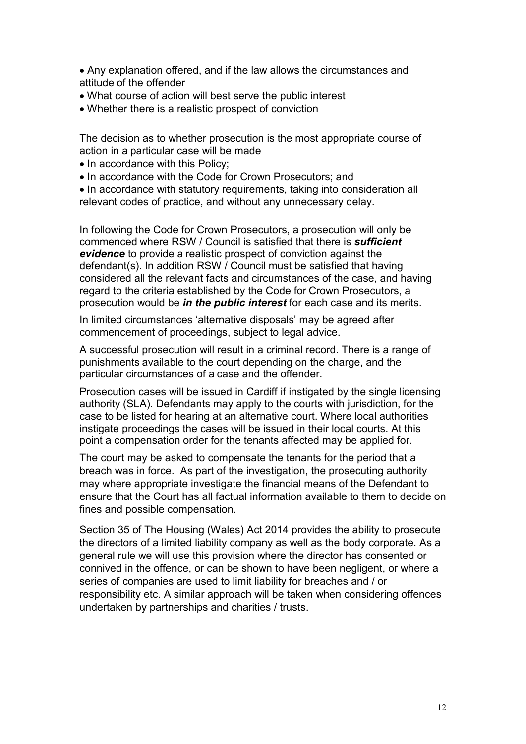- Any explanation offered, and if the law allows the circumstances and attitude of the offender
- What course of action will best serve the public interest
- Whether there is a realistic prospect of conviction

The decision as to whether prosecution is the most appropriate course of action in a particular case will be made

- In accordance with this Policy;
- In accordance with the Code for Crown Prosecutors; and
- In accordance with statutory requirements, taking into consideration all relevant codes of practice, and without any unnecessary delay.

In following the Code for Crown Prosecutors, a prosecution will only be commenced where RSW / Council is satisfied that there is ***sufficient evidence*** to provide a realistic prospect of conviction against the defendant(s). In addition RSW / Council must be satisfied that having considered all the relevant facts and circumstances of the case, and having regard to the criteria established by the Code for Crown Prosecutors, a prosecution would be ***in the public interest*** for each case and its merits.

In limited circumstances 'alternative disposals' may be agreed after commencement of proceedings, subject to legal advice.

A successful prosecution will result in a criminal record. There is a range of punishments available to the court depending on the charge, and the particular circumstances of a case and the offender.

Prosecution cases will be issued in Cardiff if instigated by the single licensing authority (SLA). Defendants may apply to the courts with jurisdiction, for the case to be listed for hearing at an alternative court. Where local authorities instigate proceedings the cases will be issued in their local courts. At this point a compensation order for the tenants affected may be applied for.

The court may be asked to compensate the tenants for the period that a breach was in force. As part of the investigation, the prosecuting authority may where appropriate investigate the financial means of the Defendant to ensure that the Court has all factual information available to them to decide on fines and possible compensation.

Section 35 of The Housing (Wales) Act 2014 provides the ability to prosecute the directors of a limited liability company as well as the body corporate. As a general rule we will use this provision where the director has consented or connived in the offence, or can be shown to have been negligent, or where a series of companies are used to limit liability for breaches and / or responsibility etc. A similar approach will be taken when considering offences undertaken by partnerships and charities / trusts.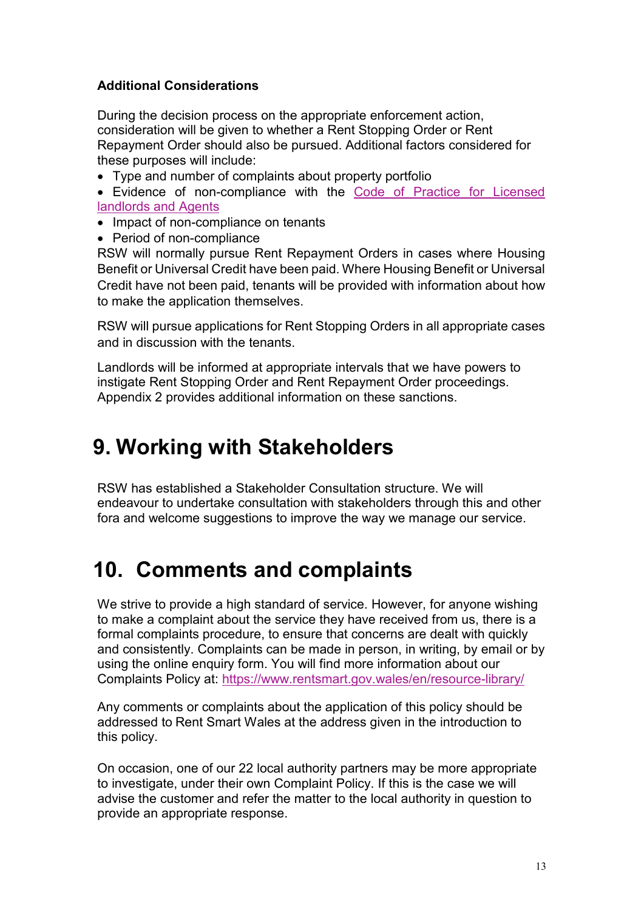**Additional Considerations**

During the decision process on the appropriate enforcement action, consideration will be given to whether a Rent Stopping Order or Rent Repayment Order should also be pursued. Additional factors considered for these purposes will include:

- Type and number of complaints about property portfolio
- Evidence of non-compliance with the [Code of Practice for Licensed landlords and Agents]
- Impact of non-compliance on tenants
- Period of non-compliance

RSW will normally pursue Rent Repayment Orders in cases where Housing Benefit or Universal Credit have been paid. Where Housing Benefit or Universal Credit have not been paid, tenants will be provided with information about how to make the application themselves.

RSW will pursue applications for Rent Stopping Orders in all appropriate cases and in discussion with the tenants.

Landlords will be informed at appropriate intervals that we have powers to instigate Rent Stopping Order and Rent Repayment Order proceedings. Appendix 2 provides additional information on these sanctions.

# 9. Working with Stakeholders

RSW has established a Stakeholder Consultation structure. We will endeavour to undertake consultation with stakeholders through this and other fora and welcome suggestions to improve the way we manage our service.

# 10. Comments and complaints

We strive to provide a high standard of service. However, for anyone wishing to make a complaint about the service they have received from us, there is a formal complaints procedure, to ensure that concerns are dealt with quickly and consistently. Complaints can be made in person, in writing, by email or by using the online enquiry form. You will find more information about our Complaints Policy at: https://www.rentsmart.gov.wales/en/resource-library/

Any comments or complaints about the application of this policy should be addressed to Rent Smart Wales at the address given in the introduction to this policy.

On occasion, one of our 22 local authority partners may be more appropriate to investigate, under their own Complaint Policy. If this is the case we will advise the customer and refer the matter to the local authority in question to provide an appropriate response.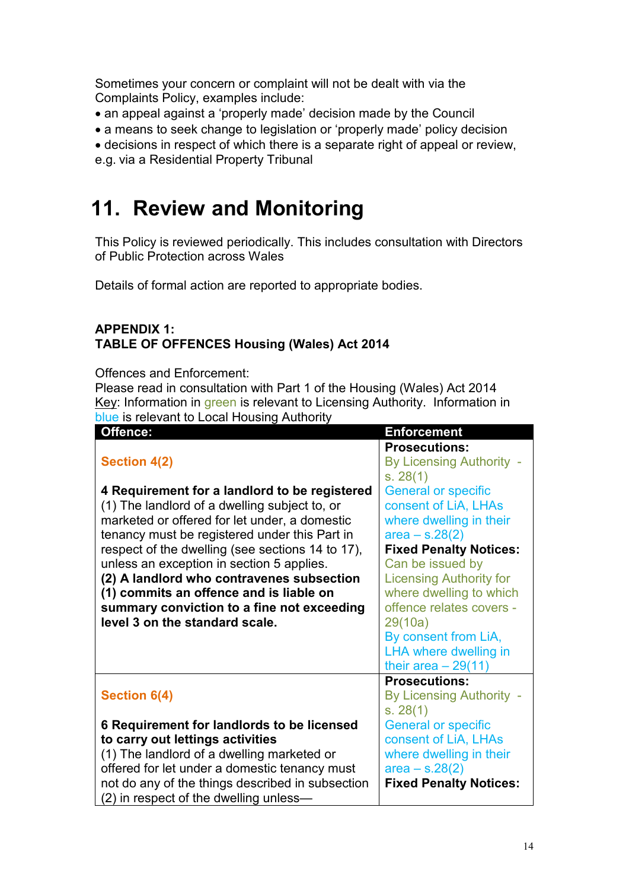Sometimes your concern or complaint will not be dealt with via the Complaints Policy, examples include:

- an appeal against a 'properly made' decision made by the Council
- a means to seek change to legislation or 'properly made' policy decision
- decisions in respect of which there is a separate right of appeal or review, e.g. via a Residential Property Tribunal

# 11. Review and Monitoring

This Policy is reviewed periodically. This includes consultation with Directors of Public Protection across Wales

Details of formal action are reported to appropriate bodies.

**APPENDIX 1:**
**TABLE OF OFFENCES Housing (Wales) Act 2014**

Offences and Enforcement:
Please read in consultation with Part 1 of the Housing (Wales) Act 2014
Key: Information in green is relevant to Licensing Authority. Information in blue is relevant to Local Housing Authority

| Offence: | Enforcement |
| --- | --- |
| **Section 4(2)**<br><br>**4 Requirement for a landlord to be registered**<br>(1) The landlord of a dwelling subject to, or marketed or offered for let under, a domestic tenancy must be registered under this Part in respect of the dwelling (see sections 14 to 17), unless an exception in section 5 applies.<br>**(2) A landlord who contravenes subsection (1) commits an offence and is liable on summary conviction to a fine not exceeding level 3 on the standard scale.** | **Prosecutions:**<br>By Licensing Authority - s. 28(1)<br>General or specific consent of LiA, LHAs where dwelling in their area – s.28(2)<br>**Fixed Penalty Notices:**<br>Can be issued by Licensing Authority for where dwelling to which offence relates covers - 29(10a)<br>By consent from LiA, LHA where dwelling in their area – 29(11) |
| **Section 6(4)**<br><br>**6 Requirement for landlords to be licensed to carry out lettings activities**<br>(1) The landlord of a dwelling marketed or offered for let under a domestic tenancy must not do any of the things described in subsection (2) in respect of the dwelling unless— | **Prosecutions:**<br>By Licensing Authority - s. 28(1)<br>General or specific consent of LiA, LHAs where dwelling in their area – s.28(2)<br>**Fixed Penalty Notices:** |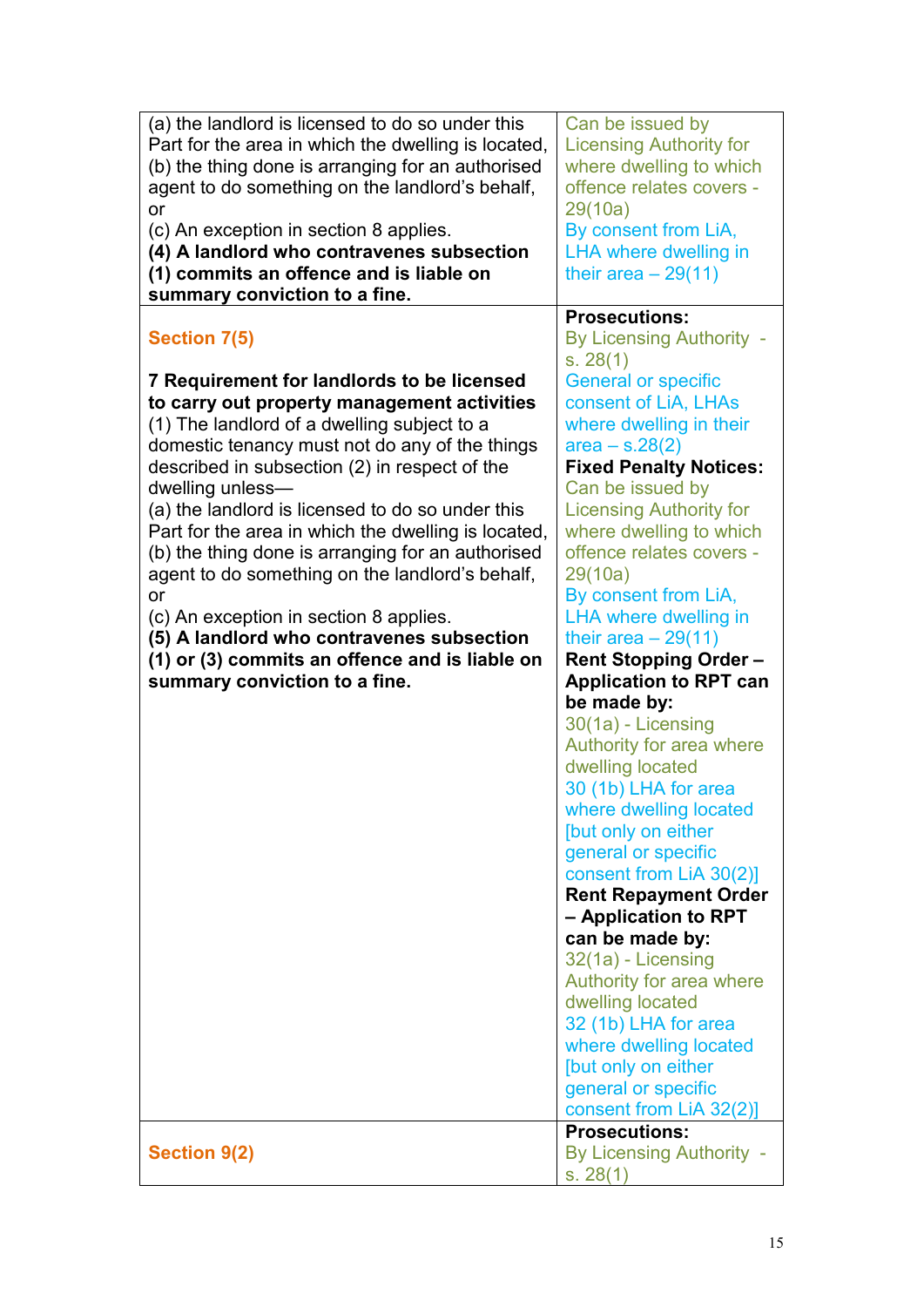| | |
|---|---|
| (a) the landlord is licensed to do so under this Part for the area in which the dwelling is located,<br>(b) the thing done is arranging for an authorised agent to do something on the landlord's behalf, or<br>(c) An exception in section 8 applies.<br>**(4) A landlord who contravenes subsection (1) commits an offence and is liable on summary conviction to a fine.** | Can be issued by Licensing Authority for where dwelling to which offence relates covers - 29(10a)<br>By consent from LiA, LHA where dwelling in their area – 29(11) |
| **Section 7(5)**<br><br>**7 Requirement for landlords to be licensed to carry out property management activities**<br>(1) The landlord of a dwelling subject to a domestic tenancy must not do any of the things described in subsection (2) in respect of the dwelling unless—<br>(a) the landlord is licensed to do so under this Part for the area in which the dwelling is located,<br>(b) the thing done is arranging for an authorised agent to do something on the landlord's behalf, or<br>(c) An exception in section 8 applies.<br>**(5) A landlord who contravenes subsection (1) or (3) commits an offence and is liable on summary conviction to a fine.** | **Prosecutions:**<br>By Licensing Authority - s. 28(1)<br>General or specific consent of LiA, LHAs where dwelling in their area – s.28(2)<br>**Fixed Penalty Notices:**<br>Can be issued by Licensing Authority for where dwelling to which offence relates covers - 29(10a)<br>By consent from LiA, LHA where dwelling in their area – 29(11)<br>**Rent Stopping Order – Application to RPT can be made by:**<br>30(1a) - Licensing Authority for area where dwelling located<br>30 (1b) LHA for area where dwelling located [but only on either general or specific consent from LiA 30(2)]<br>**Rent Repayment Order – Application to RPT can be made by:**<br>32(1a) - Licensing Authority for area where dwelling located<br>32 (1b) LHA for area where dwelling located [but only on either general or specific consent from LiA 32(2)] |
| **Section 9(2)** | **Prosecutions:**<br>By Licensing Authority - s. 28(1) |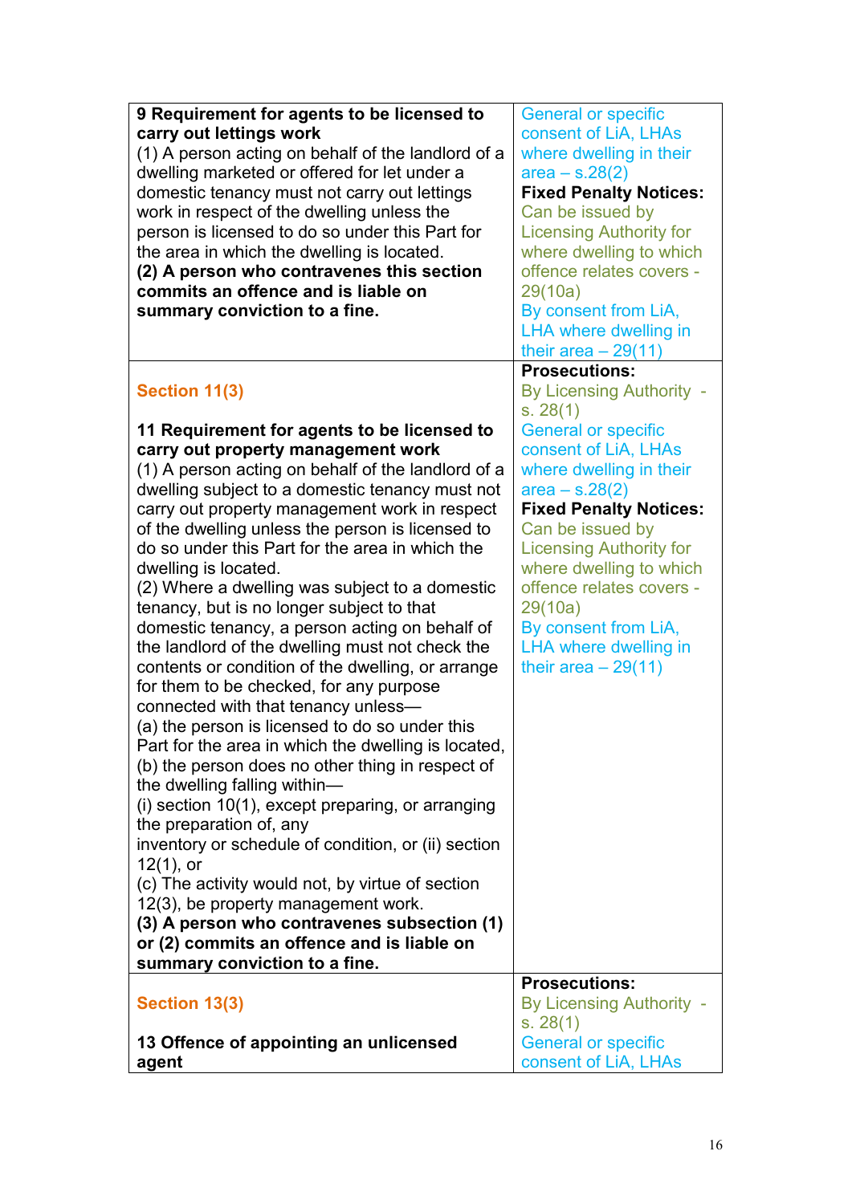| | |
|---|---|
| **9 Requirement for agents to be licensed to carry out lettings work**<br>(1) A person acting on behalf of the landlord of a dwelling marketed or offered for let under a domestic tenancy must not carry out lettings work in respect of the dwelling unless the person is licensed to do so under this Part for the area in which the dwelling is located.<br>**(2) A person who contravenes this section commits an offence and is liable on summary conviction to a fine.** | General or specific consent of LiA, LHAs where dwelling in their area – s.28(2)<br>**Fixed Penalty Notices:**<br>Can be issued by Licensing Authority for where dwelling to which offence relates covers - 29(10a)<br>By consent from LiA, LHA where dwelling in their area – 29(11) |
| **Section 11(3)**<br><br>**11 Requirement for agents to be licensed to carry out property management work**<br>(1) A person acting on behalf of the landlord of a dwelling subject to a domestic tenancy must not carry out property management work in respect of the dwelling unless the person is licensed to do so under this Part for the area in which the dwelling is located.<br>(2) Where a dwelling was subject to a domestic tenancy, but is no longer subject to that domestic tenancy, a person acting on behalf of the landlord of the dwelling must not check the contents or condition of the dwelling, or arrange for them to be checked, for any purpose connected with that tenancy unless—<br>(a) the person is licensed to do so under this Part for the area in which the dwelling is located,<br>(b) the person does no other thing in respect of the dwelling falling within—<br>(i) section 10(1), except preparing, or arranging the preparation of, any inventory or schedule of condition, or (ii) section 12(1), or<br>(c) The activity would not, by virtue of section 12(3), be property management work.<br>**(3) A person who contravenes subsection (1) or (2) commits an offence and is liable on summary conviction to a fine.** | **Prosecutions:**<br>By Licensing Authority - s. 28(1)<br>General or specific consent of LiA, LHAs where dwelling in their area – s.28(2)<br>**Fixed Penalty Notices:**<br>Can be issued by Licensing Authority for where dwelling to which offence relates covers - 29(10a)<br>By consent from LiA, LHA where dwelling in their area – 29(11) |
| **Section 13(3)**<br><br>**13 Offence of appointing an unlicensed agent** | **Prosecutions:**<br>By Licensing Authority - s. 28(1)<br>General or specific consent of LiA, LHAs |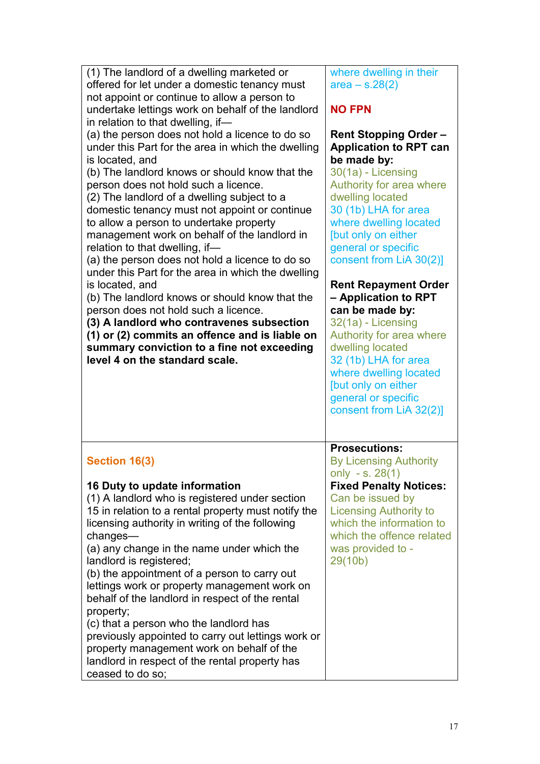| | |
|---|---|
| (1) The landlord of a dwelling marketed or offered for let under a domestic tenancy must not appoint or continue to allow a person to undertake lettings work on behalf of the landlord in relation to that dwelling, if—<br>(a) the person does not hold a licence to do so under this Part for the area in which the dwelling is located, and<br>(b) The landlord knows or should know that the person does not hold such a licence.<br>(2) The landlord of a dwelling subject to a domestic tenancy must not appoint or continue to allow a person to undertake property management work on behalf of the landlord in relation to that dwelling, if—<br>(a) the person does not hold a licence to do so under this Part for the area in which the dwelling is located, and<br>(b) The landlord knows or should know that the person does not hold such a licence.<br>**(3) A landlord who contravenes subsection (1) or (2) commits an offence and is liable on summary conviction to a fine not exceeding level 4 on the standard scale.** | where dwelling in their area – s.28(2)<br><br>**NO FPN**<br><br>**Rent Stopping Order – Application to RPT can be made by:**<br>30(1a) - Licensing Authority for area where dwelling located<br>30 (1b) LHA for area where dwelling located [but only on either general or specific consent from LiA 30(2)]<br><br>**Rent Repayment Order – Application to RPT can be made by:**<br>32(1a) - Licensing Authority for area where dwelling located<br>32 (1b) LHA for area where dwelling located [but only on either general or specific consent from LiA 32(2)] |
| **Section 16(3)**<br><br>**16 Duty to update information**<br>(1) A landlord who is registered under section 15 in relation to a rental property must notify the licensing authority in writing of the following changes—<br>(a) any change in the name under which the landlord is registered;<br>(b) the appointment of a person to carry out lettings work or property management work on behalf of the landlord in respect of the rental property;<br>(c) that a person who the landlord has previously appointed to carry out lettings work or property management work on behalf of the landlord in respect of the rental property has ceased to do so; | **Prosecutions:**<br>By Licensing Authority only - s. 28(1)<br>**Fixed Penalty Notices:**<br>Can be issued by Licensing Authority to which the information to which the offence related was provided to - 29(10b) |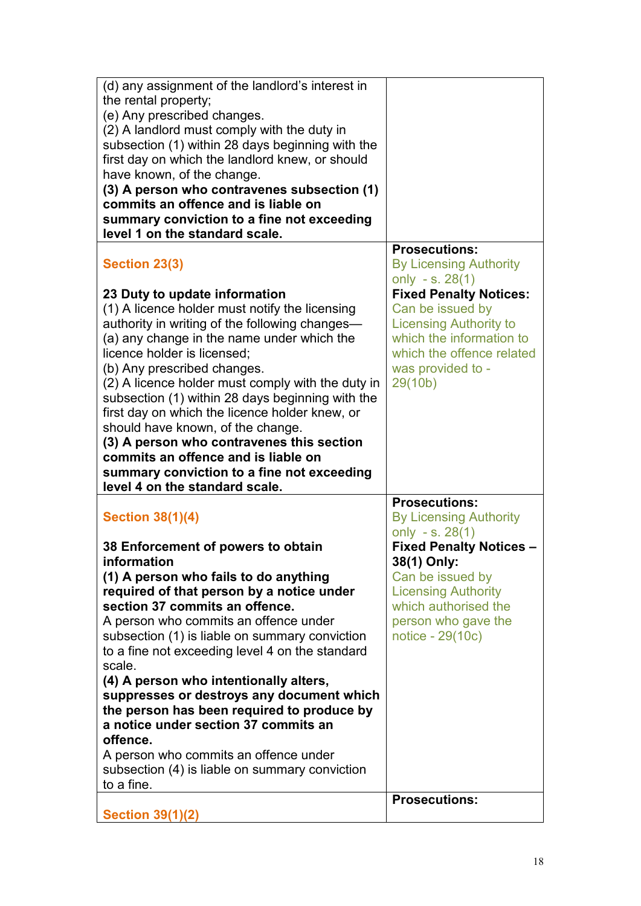| | |
|---|---|
| (d) any assignment of the landlord's interest in the rental property;<br>(e) Any prescribed changes.<br>(2) A landlord must comply with the duty in subsection (1) within 28 days beginning with the first day on which the landlord knew, or should have known, of the change.<br>**(3) A person who contravenes subsection (1) commits an offence and is liable on summary conviction to a fine not exceeding level 1 on the standard scale.** | |
| **Section 23(3)**<br><br>**23 Duty to update information**<br>(1) A licence holder must notify the licensing authority in writing of the following changes—<br>(a) any change in the name under which the licence holder is licensed;<br>(b) Any prescribed changes.<br>(2) A licence holder must comply with the duty in subsection (1) within 28 days beginning with the first day on which the licence holder knew, or should have known, of the change.<br>**(3) A person who contravenes this section commits an offence and is liable on summary conviction to a fine not exceeding level 4 on the standard scale.** | **Prosecutions:**<br>By Licensing Authority only - s. 28(1)<br>**Fixed Penalty Notices:**<br>Can be issued by Licensing Authority to which the information to which the offence related was provided to - 29(10b) |
| **Section 38(1)(4)**<br><br>**38 Enforcement of powers to obtain information**<br>**(1) A person who fails to do anything required of that person by a notice under section 37 commits an offence.**<br>A person who commits an offence under subsection (1) is liable on summary conviction to a fine not exceeding level 4 on the standard scale.<br>**(4) A person who intentionally alters, suppresses or destroys any document which the person has been required to produce by a notice under section 37 commits an offence.**<br>A person who commits an offence under subsection (4) is liable on summary conviction to a fine. | **Prosecutions:**<br>By Licensing Authority only - s. 28(1)<br>**Fixed Penalty Notices – 38(1) Only:**<br>Can be issued by Licensing Authority which authorised the person who gave the notice - 29(10c) |
| **Section 39(1)(2)** | **Prosecutions:** |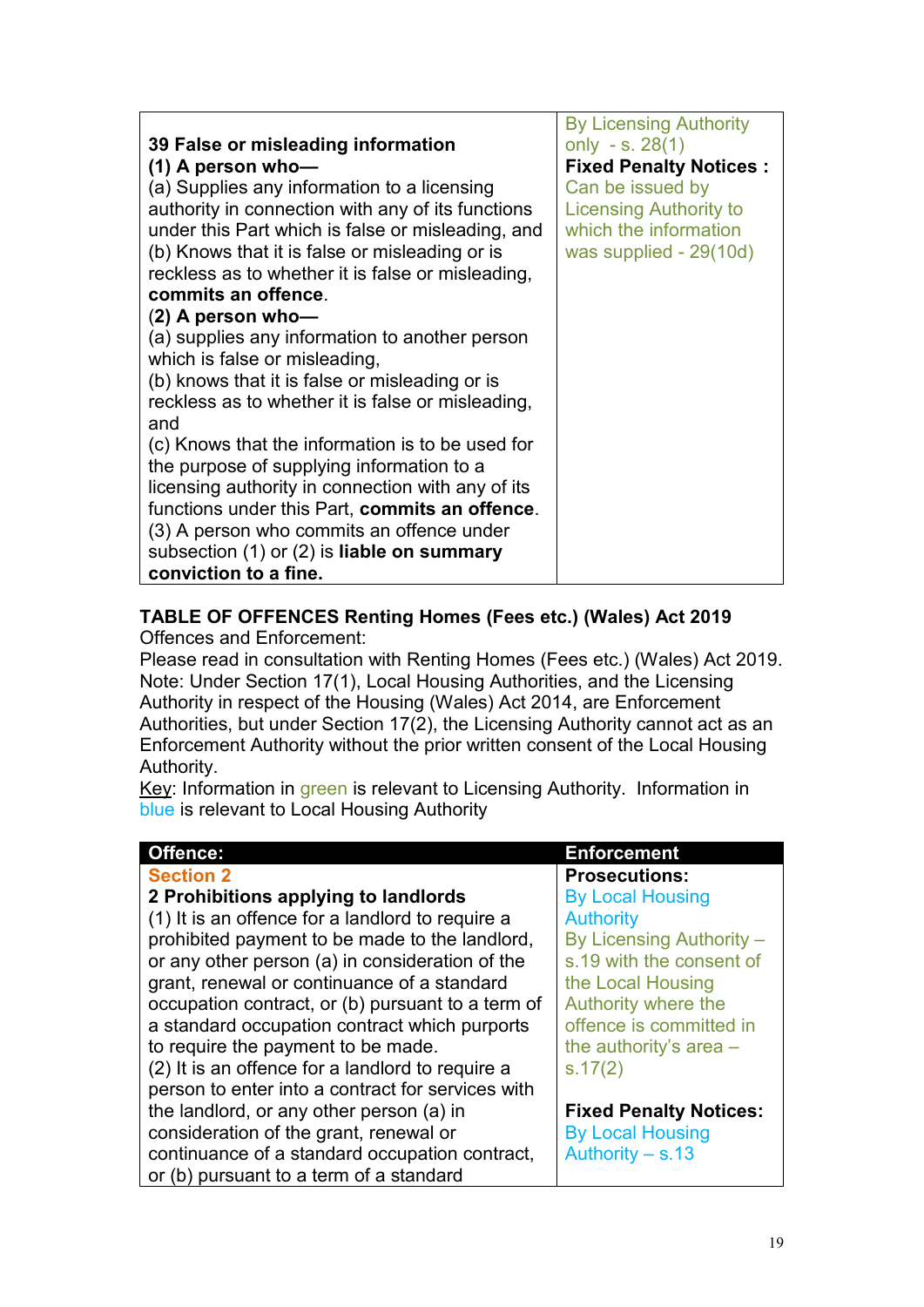| | |
|---|---|
| **39 False or misleading information**<br>**(1) A person who—**<br>(a) Supplies any information to a licensing authority in connection with any of its functions under this Part which is false or misleading, and<br>(b) Knows that it is false or misleading or is reckless as to whether it is false or misleading, **commits an offence**.<br>(**2) A person who—**<br>(a) supplies any information to another person which is false or misleading,<br>(b) knows that it is false or misleading or is reckless as to whether it is false or misleading, and<br>(c) Knows that the information is to be used for the purpose of supplying information to a licensing authority in connection with any of its functions under this Part, **commits an offence**.<br>(3) A person who commits an offence under subsection (1) or (2) is **liable on summary conviction to a fine.** | By Licensing Authority only - s. 28(1)<br>**Fixed Penalty Notices :** Can be issued by Licensing Authority to which the information was supplied - 29(10d) |

**TABLE OF OFFENCES Renting Homes (Fees etc.) (Wales) Act 2019**
Offences and Enforcement:
Please read in consultation with Renting Homes (Fees etc.) (Wales) Act 2019.
Note: Under Section 17(1), Local Housing Authorities, and the Licensing Authority in respect of the Housing (Wales) Act 2014, are Enforcement Authorities, but under Section 17(2), the Licensing Authority cannot act as an Enforcement Authority without the prior written consent of the Local Housing Authority.
Key: Information in green is relevant to Licensing Authority. Information in blue is relevant to Local Housing Authority

| Offence: | Enforcement |
|---|---|
| **Section 2**<br>**2 Prohibitions applying to landlords**<br>(1) It is an offence for a landlord to require a prohibited payment to be made to the landlord, or any other person (a) in consideration of the grant, renewal or continuance of a standard occupation contract, or (b) pursuant to a term of a standard occupation contract which purports to require the payment to be made.<br>(2) It is an offence for a landlord to require a person to enter into a contract for services with the landlord, or any other person (a) in consideration of the grant, renewal or continuance of a standard occupation contract, or (b) pursuant to a term of a standard | **Prosecutions:**<br>By Local Housing Authority<br>By Licensing Authority – s.19 with the consent of the Local Housing Authority where the offence is committed in the authority's area – s.17(2)<br><br>**Fixed Penalty Notices:**<br>By Local Housing Authority – s.13 |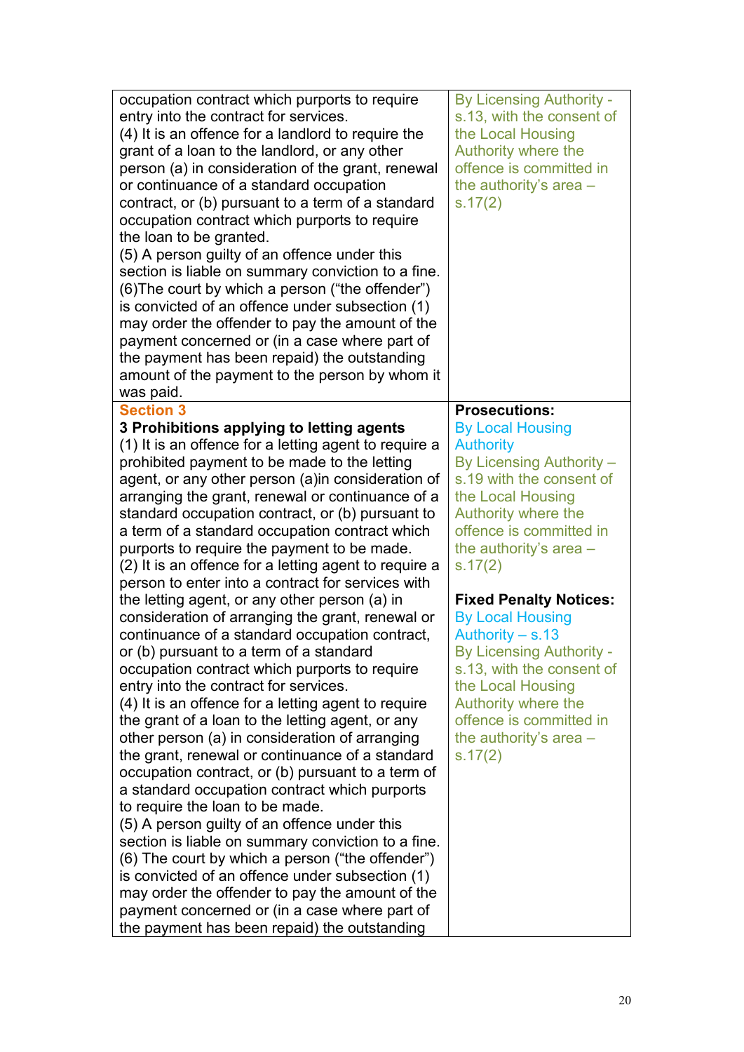| | |
|---|---|
| occupation contract which purports to require entry into the contract for services.<br>(4) It is an offence for a landlord to require the grant of a loan to the landlord, or any other person (a) in consideration of the grant, renewal or continuance of a standard occupation contract, or (b) pursuant to a term of a standard occupation contract which purports to require the loan to be granted.<br>(5) A person guilty of an offence under this section is liable on summary conviction to a fine.<br>(6)The court by which a person ("the offender") is convicted of an offence under subsection (1) may order the offender to pay the amount of the payment concerned or (in a case where part of the payment has been repaid) the outstanding amount of the payment to the person by whom it was paid. | By Licensing Authority - s.13, with the consent of the Local Housing Authority where the offence is committed in the authority's area – s.17(2) |
| **Section 3**<br>**3 Prohibitions applying to letting agents**<br>(1) It is an offence for a letting agent to require a prohibited payment to be made to the letting agent, or any other person (a)in consideration of arranging the grant, renewal or continuance of a standard occupation contract, or (b) pursuant to a term of a standard occupation contract which purports to require the payment to be made.<br>(2) It is an offence for a letting agent to require a person to enter into a contract for services with the letting agent, or any other person (a) in consideration of arranging the grant, renewal or continuance of a standard occupation contract, or (b) pursuant to a term of a standard occupation contract which purports to require entry into the contract for services.<br>(4) It is an offence for a letting agent to require the grant of a loan to the letting agent, or any other person (a) in consideration of arranging the grant, renewal or continuance of a standard occupation contract, or (b) pursuant to a term of a standard occupation contract which purports to require the loan to be made.<br>(5) A person guilty of an offence under this section is liable on summary conviction to a fine.<br>(6) The court by which a person ("the offender") is convicted of an offence under subsection (1) may order the offender to pay the amount of the payment concerned or (in a case where part of the payment has been repaid) the outstanding | **Prosecutions:**<br>By Local Housing Authority<br>By Licensing Authority – s.19 with the consent of the Local Housing Authority where the offence is committed in the authority's area – s.17(2)<br><br>**Fixed Penalty Notices:**<br>By Local Housing Authority – s.13<br>By Licensing Authority - s.13, with the consent of the Local Housing Authority where the offence is committed in the authority's area – s.17(2) |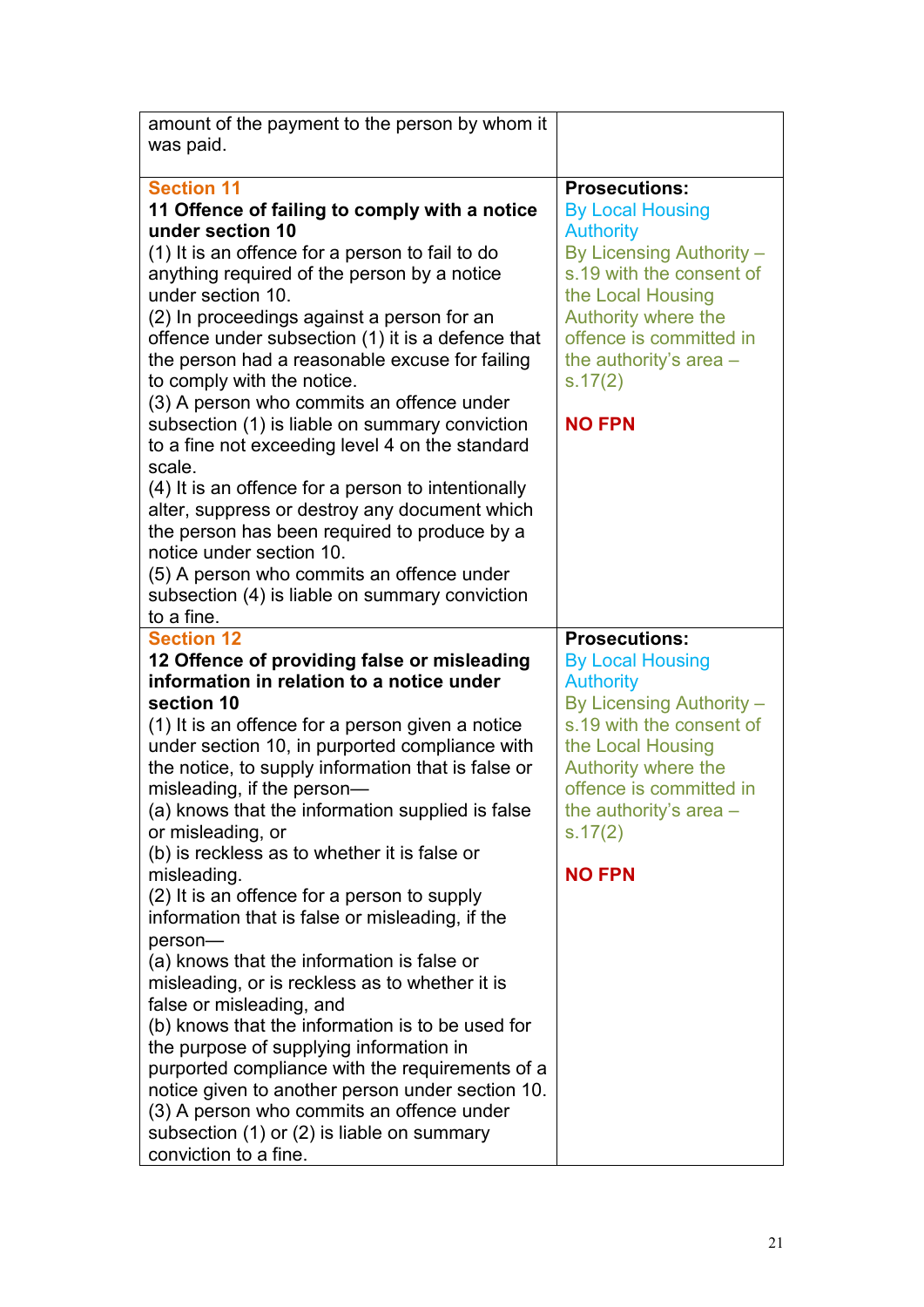| | |
|---|---|
| amount of the payment to the person by whom it was paid. | |
| Section 11<br>**11 Offence of failing to comply with a notice under section 10**<br>(1) It is an offence for a person to fail to do anything required of the person by a notice under section 10.<br>(2) In proceedings against a person for an offence under subsection (1) it is a defence that the person had a reasonable excuse for failing to comply with the notice.<br>(3) A person who commits an offence under subsection (1) is liable on summary conviction to a fine not exceeding level 4 on the standard scale.<br>(4) It is an offence for a person to intentionally alter, suppress or destroy any document which the person has been required to produce by a notice under section 10.<br>(5) A person who commits an offence under subsection (4) is liable on summary conviction to a fine. | **Prosecutions:**<br>By Local Housing Authority<br>By Licensing Authority – s.19 with the consent of the Local Housing Authority where the offence is committed in the authority's area – s.17(2)<br><br>**NO FPN** |
| Section 12<br>**12 Offence of providing false or misleading information in relation to a notice under section 10**<br>(1) It is an offence for a person given a notice under section 10, in purported compliance with the notice, to supply information that is false or misleading, if the person—<br>(a) knows that the information supplied is false or misleading, or<br>(b) is reckless as to whether it is false or misleading.<br>(2) It is an offence for a person to supply information that is false or misleading, if the person—<br>(a) knows that the information is false or misleading, or is reckless as to whether it is false or misleading, and<br>(b) knows that the information is to be used for the purpose of supplying information in purported compliance with the requirements of a notice given to another person under section 10.<br>(3) A person who commits an offence under subsection (1) or (2) is liable on summary conviction to a fine. | **Prosecutions:**<br>By Local Housing Authority<br>By Licensing Authority – s.19 with the consent of the Local Housing Authority where the offence is committed in the authority's area – s.17(2)<br><br>**NO FPN** |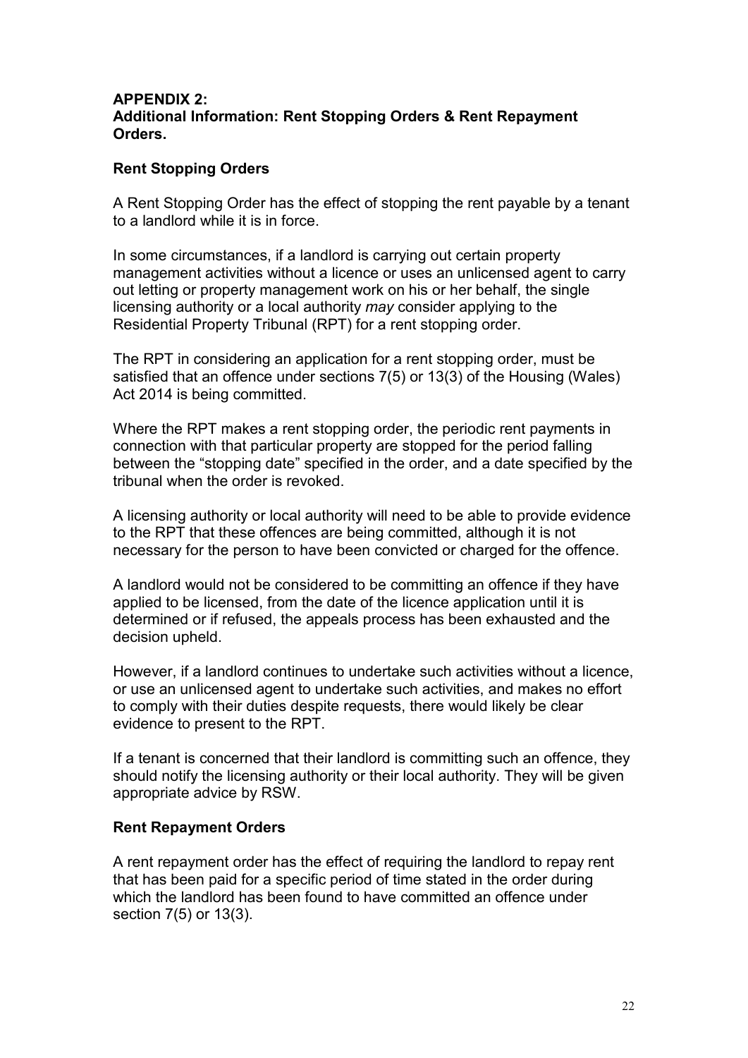**APPENDIX 2:**
**Additional Information: Rent Stopping Orders & Rent Repayment Orders.**

**Rent Stopping Orders**

A Rent Stopping Order has the effect of stopping the rent payable by a tenant to a landlord while it is in force.

In some circumstances, if a landlord is carrying out certain property management activities without a licence or uses an unlicensed agent to carry out letting or property management work on his or her behalf, the single licensing authority or a local authority *may* consider applying to the Residential Property Tribunal (RPT) for a rent stopping order.

The RPT in considering an application for a rent stopping order, must be satisfied that an offence under sections 7(5) or 13(3) of the Housing (Wales) Act 2014 is being committed.

Where the RPT makes a rent stopping order, the periodic rent payments in connection with that particular property are stopped for the period falling between the "stopping date" specified in the order, and a date specified by the tribunal when the order is revoked.

A licensing authority or local authority will need to be able to provide evidence to the RPT that these offences are being committed, although it is not necessary for the person to have been convicted or charged for the offence.

A landlord would not be considered to be committing an offence if they have applied to be licensed, from the date of the licence application until it is determined or if refused, the appeals process has been exhausted and the decision upheld.

However, if a landlord continues to undertake such activities without a licence, or use an unlicensed agent to undertake such activities, and makes no effort to comply with their duties despite requests, there would likely be clear evidence to present to the RPT.

If a tenant is concerned that their landlord is committing such an offence, they should notify the licensing authority or their local authority. They will be given appropriate advice by RSW.

**Rent Repayment Orders**

A rent repayment order has the effect of requiring the landlord to repay rent that has been paid for a specific period of time stated in the order during which the landlord has been found to have committed an offence under section 7(5) or 13(3).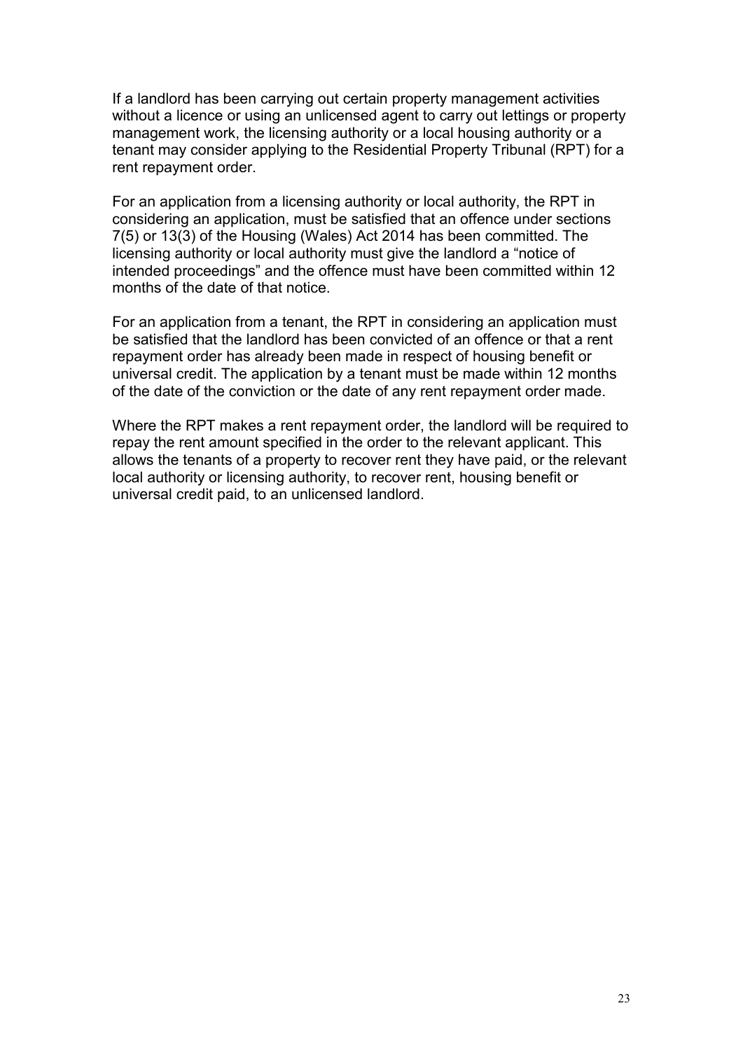If a landlord has been carrying out certain property management activities without a licence or using an unlicensed agent to carry out lettings or property management work, the licensing authority or a local housing authority or a tenant may consider applying to the Residential Property Tribunal (RPT) for a rent repayment order.

For an application from a licensing authority or local authority, the RPT in considering an application, must be satisfied that an offence under sections 7(5) or 13(3) of the Housing (Wales) Act 2014 has been committed. The licensing authority or local authority must give the landlord a "notice of intended proceedings" and the offence must have been committed within 12 months of the date of that notice.

For an application from a tenant, the RPT in considering an application must be satisfied that the landlord has been convicted of an offence or that a rent repayment order has already been made in respect of housing benefit or universal credit. The application by a tenant must be made within 12 months of the date of the conviction or the date of any rent repayment order made.

Where the RPT makes a rent repayment order, the landlord will be required to repay the rent amount specified in the order to the relevant applicant. This allows the tenants of a property to recover rent they have paid, or the relevant local authority or licensing authority, to recover rent, housing benefit or universal credit paid, to an unlicensed landlord.